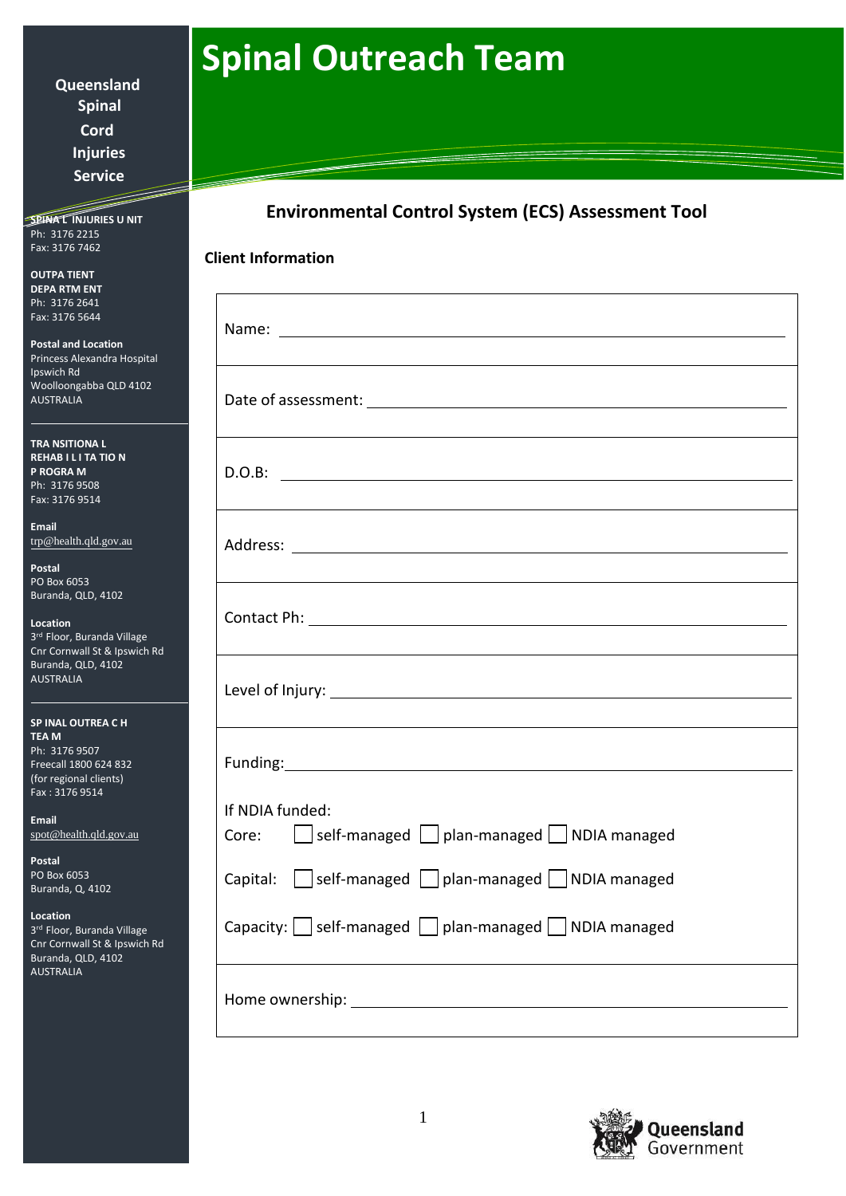# Spinal Outreach Team

**Queensland Spinal Cord Injuries Service**

**SPINAL INJURIES UNIT**
Ph: 3176 2215
Fax: 3176 7462

**OUTPATIENT DEPARTMENT**
Ph: 3176 2641
Fax: 3176 5644

**Postal and Location**
Princess Alexandra Hospital
Ipswich Rd
Woolloongabba QLD 4102
AUSTRALIA

**TRANSITIONAL REHABILITATION PROGRAM**
Ph: 3176 9508
Fax: 3176 9514

**Email**
trp@health.qld.gov.au

**Postal**
PO Box 6053
Buranda, QLD, 4102

**Location**
3rd Floor, Buranda Village
Cnr Cornwall St & Ipswich Rd
Buranda, QLD, 4102
AUSTRALIA

**SPINAL OUTREACH TEAM**
Ph: 3176 9507
Freecall 1800 624 832
(for regional clients)
Fax : 3176 9514

**Email**
spot@health.qld.gov.au

**Postal**
PO Box 6053
Buranda, Q, 4102

**Location**
3rd Floor, Buranda Village
Cnr Cornwall St & Ipswich Rd
Buranda, QLD, 4102
AUSTRALIA

## Environmental Control System (ECS) Assessment Tool

### Client Information

Name: ______________________________

Date of assessment: ______________________________

D.O.B: ______________________________

Address: ______________________________

Contact Ph: ______________________________

Level of Injury: ______________________________

Funding: ______________________________

If NDIA funded:

Core: ☐ self-managed ☐ plan-managed ☐ NDIA managed

Capital: ☐ self-managed ☐ plan-managed ☐ NDIA managed

Capacity: ☐ self-managed ☐ plan-managed ☐ NDIA managed

Home ownership: ______________________________

Queensland Government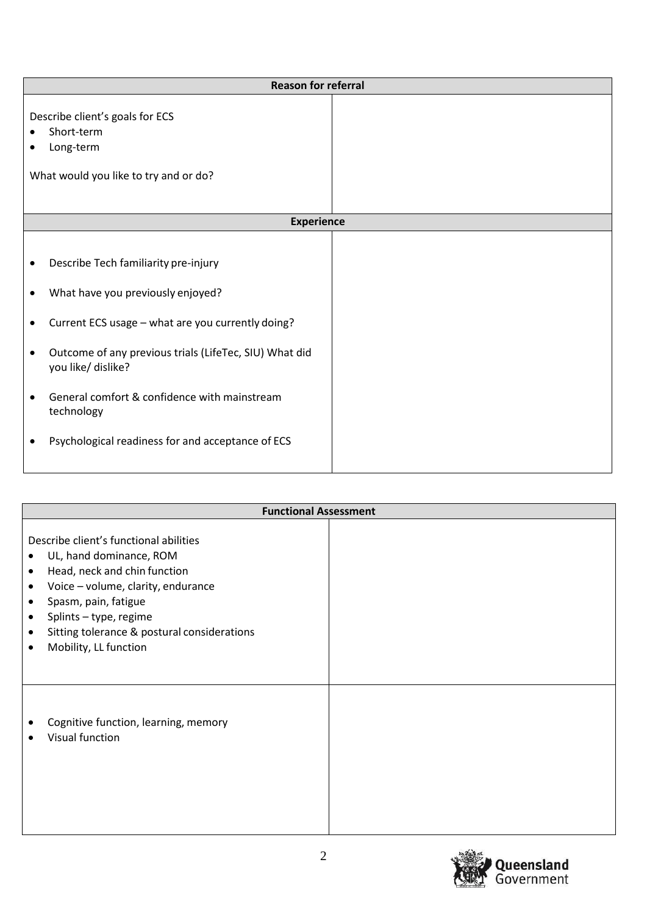| Reason for referral | |
|---|---|
| Describe client's goals for ECS<br>• Short-term<br>• Long-term<br><br>What would you like to try and or do? | |

| Experience | |
|---|---|
| • Describe Tech familiarity pre-injury<br>• What have you previously enjoyed?<br>• Current ECS usage – what are you currently doing?<br>• Outcome of any previous trials (LifeTec, SIU) What did you like/ dislike?<br>• General comfort & confidence with mainstream technology<br>• Psychological readiness for and acceptance of ECS | |

| Functional Assessment | |
|---|---|
| Describe client's functional abilities<br>• UL, hand dominance, ROM<br>• Head, neck and chin function<br>• Voice – volume, clarity, endurance<br>• Spasm, pain, fatigue<br>• Splints – type, regime<br>• Sitting tolerance & postural considerations<br>• Mobility, LL function | |
| • Cognitive function, learning, memory<br>• Visual function | |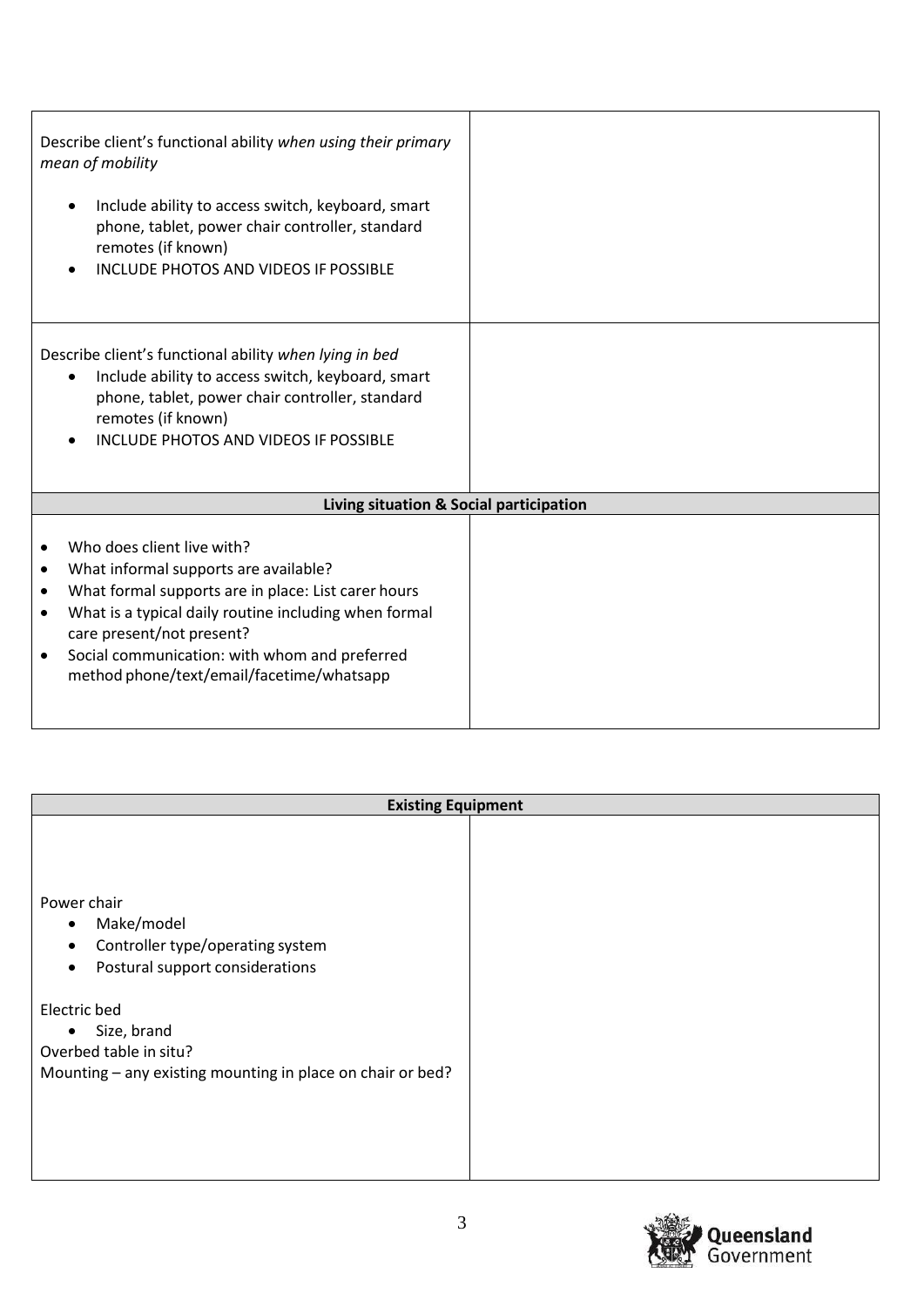| | |
|---|---|
| Describe client's functional ability *when using their primary mean of mobility*<br><br>• Include ability to access switch, keyboard, smart phone, tablet, power chair controller, standard remotes (if known)<br>• INCLUDE PHOTOS AND VIDEOS IF POSSIBLE | |
| Describe client's functional ability *when lying in bed*<br>• Include ability to access switch, keyboard, smart phone, tablet, power chair controller, standard remotes (if known)<br>• INCLUDE PHOTOS AND VIDEOS IF POSSIBLE | |
| **Living situation & Social participation** | |
| • Who does client live with?<br>• What informal supports are available?<br>• What formal supports are in place: List carer hours<br>• What is a typical daily routine including when formal care present/not present?<br>• Social communication: with whom and preferred method phone/text/email/facetime/whatsapp | |

| **Existing Equipment** | |
|---|---|
| Power chair<br>• Make/model<br>• Controller type/operating system<br>• Postural support considerations<br><br>Electric bed<br>• Size, brand<br>Overbed table in situ?<br>Mounting – any existing mounting in place on chair or bed? | |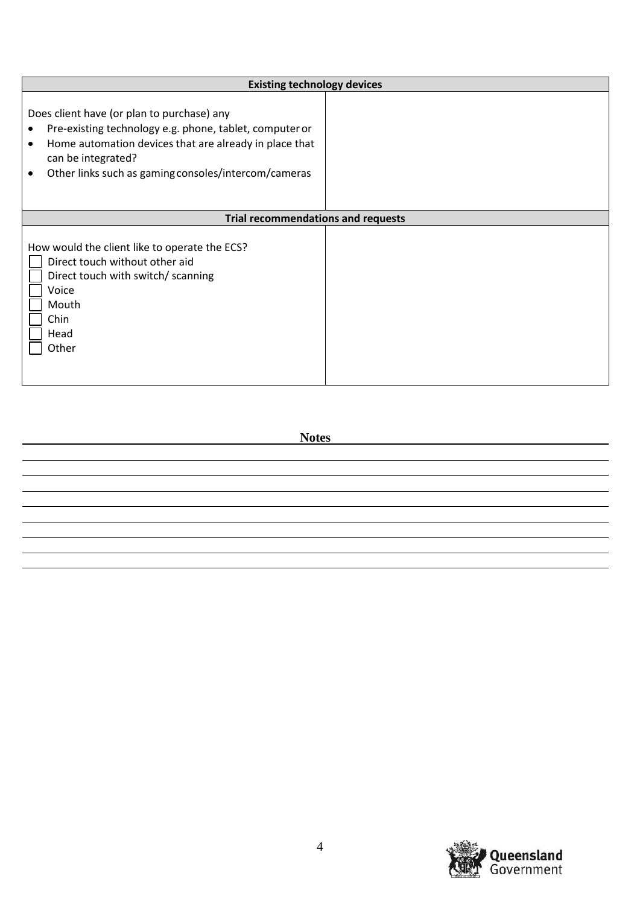| Existing technology devices | |
|---|---|
| Does client have (or plan to purchase) any<br>• Pre-existing technology e.g. phone, tablet, computer or<br>• Home automation devices that are already in place that can be integrated?<br>• Other links such as gaming consoles/intercom/cameras | |
| **Trial recommendations and requests** | |
| How would the client like to operate the ECS?<br>☐ Direct touch without other aid<br>☐ Direct touch with switch/ scanning<br>☐ Voice<br>☐ Mouth<br>☐ Chin<br>☐ Head<br>☐ Other | |

**Notes**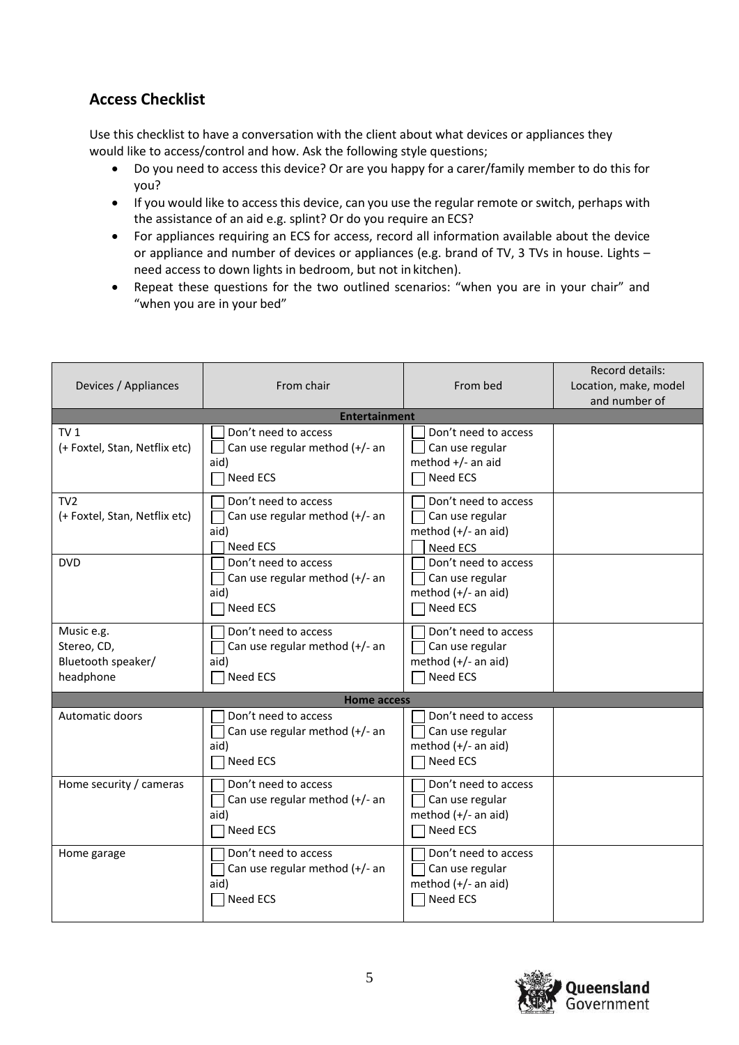## Access Checklist

Use this checklist to have a conversation with the client about what devices or appliances they would like to access/control and how. Ask the following style questions;

- Do you need to access this device? Or are you happy for a carer/family member to do this for you?
- If you would like to access this device, can you use the regular remote or switch, perhaps with the assistance of an aid e.g. splint? Or do you require an ECS?
- For appliances requiring an ECS for access, record all information available about the device or appliance and number of devices or appliances (e.g. brand of TV, 3 TVs in house. Lights – need access to down lights in bedroom, but not in kitchen).
- Repeat these questions for the two outlined scenarios: "when you are in your chair" and "when you are in your bed"

| Devices / Appliances | From chair | From bed | Record details: Location, make, model and number of |
|---|---|---|---|
| **Entertainment** | | | |
| TV 1 (+ Foxtel, Stan, Netflix etc) | ☐ Don't need to access ☐ Can use regular method (+/- an aid) ☐ Need ECS | ☐ Don't need to access ☐ Can use regular method +/- an aid ☐ Need ECS | |
| TV2 (+ Foxtel, Stan, Netflix etc) | ☐ Don't need to access ☐ Can use regular method (+/- an aid) ☐ Need ECS | ☐ Don't need to access ☐ Can use regular method (+/- an aid) ☐ Need ECS | |
| DVD | ☐ Don't need to access ☐ Can use regular method (+/- an aid) ☐ Need ECS | ☐ Don't need to access ☐ Can use regular method (+/- an aid) ☐ Need ECS | |
| Music e.g. Stereo, CD, Bluetooth speaker/ headphone | ☐ Don't need to access ☐ Can use regular method (+/- an aid) ☐ Need ECS | ☐ Don't need to access ☐ Can use regular method (+/- an aid) ☐ Need ECS | |
| **Home access** | | | |
| Automatic doors | ☐ Don't need to access ☐ Can use regular method (+/- an aid) ☐ Need ECS | ☐ Don't need to access ☐ Can use regular method (+/- an aid) ☐ Need ECS | |
| Home security / cameras | ☐ Don't need to access ☐ Can use regular method (+/- an aid) ☐ Need ECS | ☐ Don't need to access ☐ Can use regular method (+/- an aid) ☐ Need ECS | |
| Home garage | ☐ Don't need to access ☐ Can use regular method (+/- an aid) ☐ Need ECS | ☐ Don't need to access ☐ Can use regular method (+/- an aid) ☐ Need ECS | |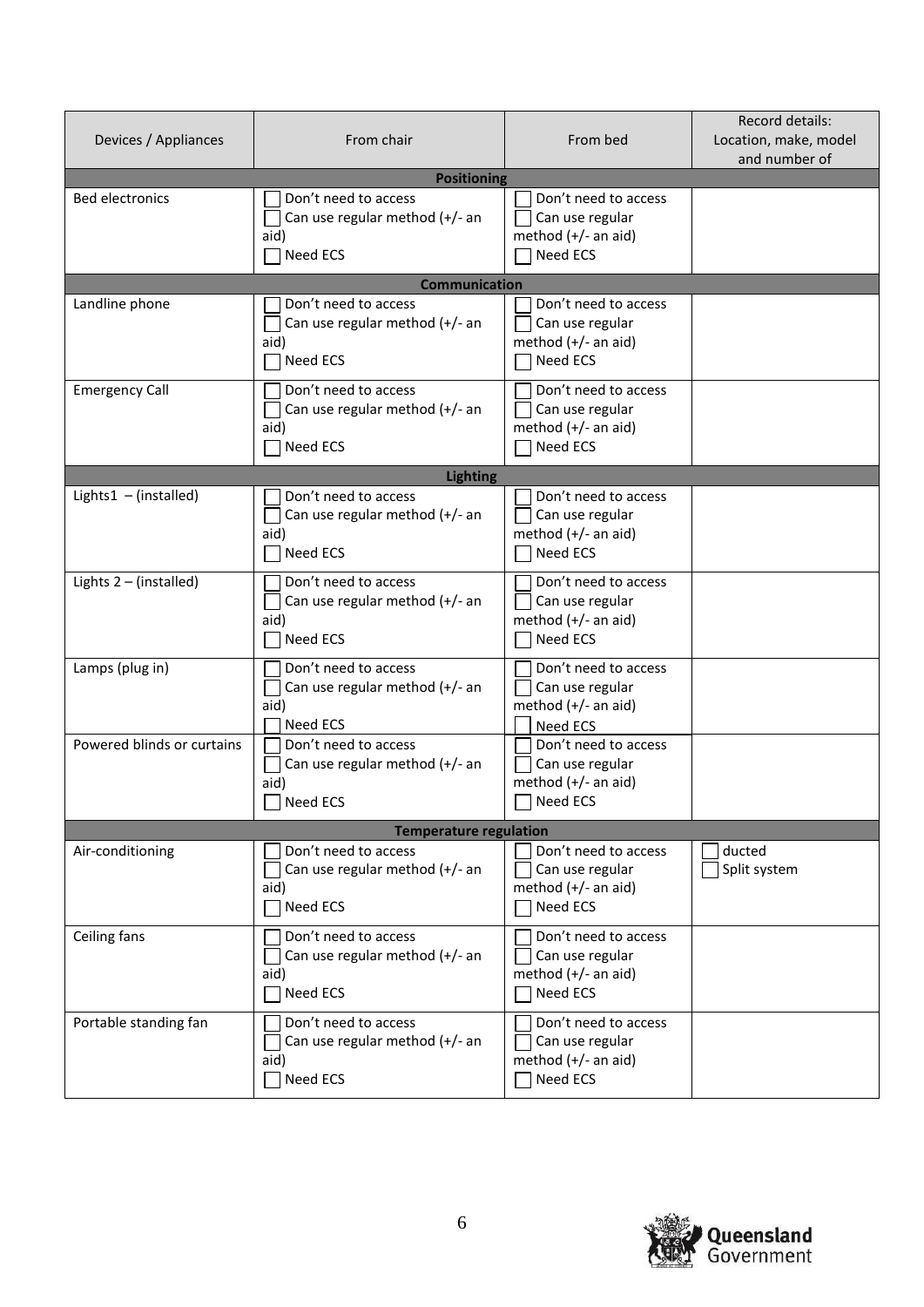| Devices / Appliances | From chair | From bed | Record details: Location, make, model and number of |
|---|---|---|---|
| **Positioning** | | | |
| Bed electronics | ☐ Don't need to access<br>☐ Can use regular method (+/- an aid)<br>☐ Need ECS | ☐ Don't need to access<br>☐ Can use regular method (+/- an aid)<br>☐ Need ECS | |
| **Communication** | | | |
| Landline phone | ☐ Don't need to access<br>☐ Can use regular method (+/- an aid)<br>☐ Need ECS | ☐ Don't need to access<br>☐ Can use regular method (+/- an aid)<br>☐ Need ECS | |
| Emergency Call | ☐ Don't need to access<br>☐ Can use regular method (+/- an aid)<br>☐ Need ECS | ☐ Don't need to access<br>☐ Can use regular method (+/- an aid)<br>☐ Need ECS | |
| **Lighting** | | | |
| Lights1 – (installed) | ☐ Don't need to access<br>☐ Can use regular method (+/- an aid)<br>☐ Need ECS | ☐ Don't need to access<br>☐ Can use regular method (+/- an aid)<br>☐ Need ECS | |
| Lights 2 – (installed) | ☐ Don't need to access<br>☐ Can use regular method (+/- an aid)<br>☐ Need ECS | ☐ Don't need to access<br>☐ Can use regular method (+/- an aid)<br>☐ Need ECS | |
| Lamps (plug in) | ☐ Don't need to access<br>☐ Can use regular method (+/- an aid)<br>☐ Need ECS | ☐ Don't need to access<br>☐ Can use regular method (+/- an aid)<br>☐ Need ECS | |
| Powered blinds or curtains | ☐ Don't need to access<br>☐ Can use regular method (+/- an aid)<br>☐ Need ECS | ☐ Don't need to access<br>☐ Can use regular method (+/- an aid)<br>☐ Need ECS | |
| **Temperature regulation** | | | |
| Air-conditioning | ☐ Don't need to access<br>☐ Can use regular method (+/- an aid)<br>☐ Need ECS | ☐ Don't need to access<br>☐ Can use regular method (+/- an aid)<br>☐ Need ECS | ☐ ducted<br>☐ Split system |
| Ceiling fans | ☐ Don't need to access<br>☐ Can use regular method (+/- an aid)<br>☐ Need ECS | ☐ Don't need to access<br>☐ Can use regular method (+/- an aid)<br>☐ Need ECS | |
| Portable standing fan | ☐ Don't need to access<br>☐ Can use regular method (+/- an aid)<br>☐ Need ECS | ☐ Don't need to access<br>☐ Can use regular method (+/- an aid)<br>☐ Need ECS | |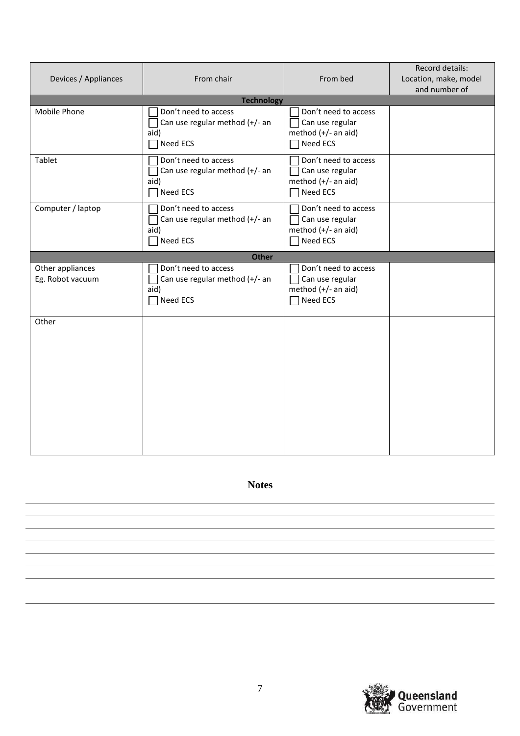| Devices / Appliances | From chair | From bed | Record details: Location, make, model and number of |
|---|---|---|---|
| **Technology** | | | |
| Mobile Phone | ☐ Don't need to access<br>☐ Can use regular method (+/- an aid)<br>☐ Need ECS | ☐ Don't need to access<br>☐ Can use regular method (+/- an aid)<br>☐ Need ECS | |
| Tablet | ☐ Don't need to access<br>☐ Can use regular method (+/- an aid)<br>☐ Need ECS | ☐ Don't need to access<br>☐ Can use regular method (+/- an aid)<br>☐ Need ECS | |
| Computer / laptop | ☐ Don't need to access<br>☐ Can use regular method (+/- an aid)<br>☐ Need ECS | ☐ Don't need to access<br>☐ Can use regular method (+/- an aid)<br>☐ Need ECS | |
| **Other** | | | |
| Other appliances<br>Eg. Robot vacuum | ☐ Don't need to access<br>☐ Can use regular method (+/- an aid)<br>☐ Need ECS | ☐ Don't need to access<br>☐ Can use regular method (+/- an aid)<br>☐ Need ECS | |
| Other | | | |

## Notes

___

___

___

___

___

___

___

___

___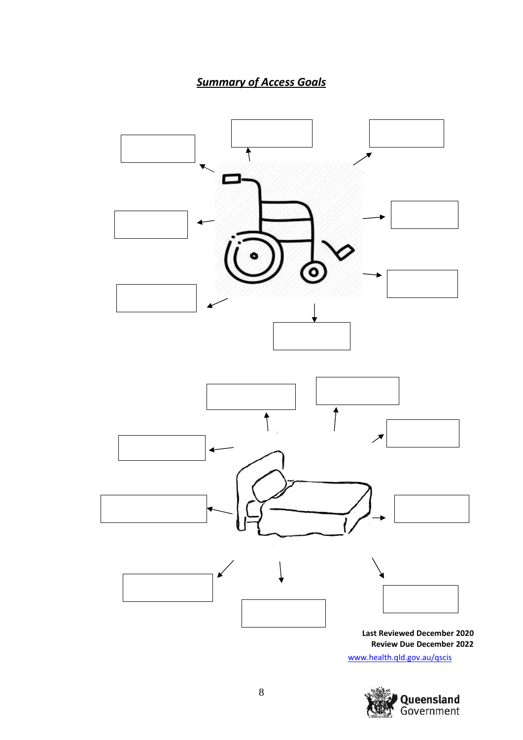***Summary of Access Goals***

**Last Reviewed December 2020**
**Review Due December 2022**

[www.health.qld.gov.au/qscis](http://www.health.qld.gov.au/qscis)